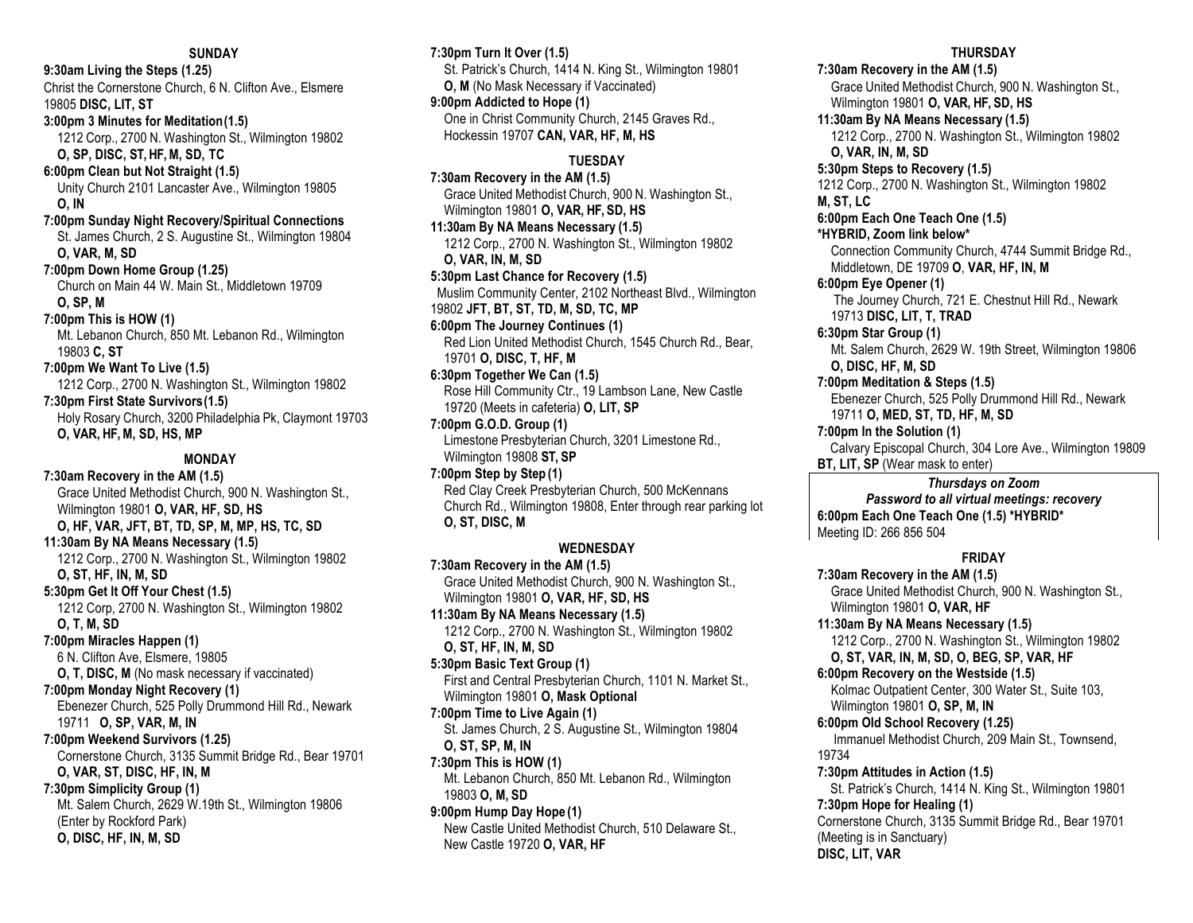## SUNDAY

**9:30am Living the Steps (1.25)**
Christ the Cornerstone Church, 6 N. Clifton Ave., Elsmere 19805 **DISC, LIT, ST**

**3:00pm 3 Minutes for Meditation (1.5)**
1212 Corp., 2700 N. Washington St., Wilmington 19802
**O, SP, DISC, ST, HF, M, SD, TC**

**6:00pm Clean but Not Straight (1.5)**
Unity Church 2101 Lancaster Ave., Wilmington 19805
**O, IN**

**7:00pm Sunday Night Recovery/Spiritual Connections**
St. James Church, 2 S. Augustine St., Wilmington 19804
**O, VAR, M, SD**

**7:00pm Down Home Group (1.25)**
Church on Main 44 W. Main St., Middletown 19709
**O, SP, M**

**7:00pm This is HOW (1)**
Mt. Lebanon Church, 850 Mt. Lebanon Rd., Wilmington 19803 **C, ST**

**7:00pm We Want To Live (1.5)**
1212 Corp., 2700 N. Washington St., Wilmington 19802

**7:30pm First State Survivors (1.5)**
Holy Rosary Church, 3200 Philadelphia Pk, Claymont 19703
**O, VAR, HF, M, SD, HS, MP**

## MONDAY

**7:30am Recovery in the AM (1.5)**
Grace United Methodist Church, 900 N. Washington St., Wilmington 19801 **O, VAR, HF, SD, HS**
**O, HF, VAR, JFT, BT, TD, SP, M, MP, HS, TC, SD**

**11:30am By NA Means Necessary (1.5)**
1212 Corp., 2700 N. Washington St., Wilmington 19802
**O, ST, HF, IN, M, SD**

**5:30pm Get It Off Your Chest (1.5)**
1212 Corp, 2700 N. Washington St., Wilmington 19802
**O, T, M, SD**

**7:00pm Miracles Happen (1)**
6 N. Clifton Ave, Elsmere, 19805
**O, T, DISC, M** (No mask necessary if vaccinated)

**7:00pm Monday Night Recovery (1)**
Ebenezer Church, 525 Polly Drummond Hill Rd., Newark 19711 **O, SP, VAR, M, IN**

**7:00pm Weekend Survivors (1.25)**
Cornerstone Church, 3135 Summit Bridge Rd., Bear 19701
**O, VAR, ST, DISC, HF, IN, M**

**7:30pm Simplicity Group (1)**
Mt. Salem Church, 2629 W.19th St., Wilmington 19806 (Enter by Rockford Park)
**O, DISC, HF, IN, M, SD**

**7:30pm Turn It Over (1.5)**
St. Patrick's Church, 1414 N. King St., Wilmington 19801
**O, M** (No Mask Necessary if Vaccinated)

**9:00pm Addicted to Hope (1)**
One in Christ Community Church, 2145 Graves Rd., Hockessin 19707 **CAN, VAR, HF, M, HS**

## TUESDAY

**7:30am Recovery in the AM (1.5)**
Grace United Methodist Church, 900 N. Washington St., Wilmington 19801 **O, VAR, HF, SD, HS**

**11:30am By NA Means Necessary (1.5)**
1212 Corp., 2700 N. Washington St., Wilmington 19802
**O, VAR, IN, M, SD**

**5:30pm Last Chance for Recovery (1.5)**
Muslim Community Center, 2102 Northeast Blvd., Wilmington 19802 **JFT, BT, ST, TD, M, SD, TC, MP**

**6:00pm The Journey Continues (1)**
Red Lion United Methodist Church, 1545 Church Rd., Bear, 19701 **O, DISC, T, HF, M**

**6:30pm Together We Can (1.5)**
Rose Hill Community Ctr., 19 Lambson Lane, New Castle 19720 (Meets in cafeteria) **O, LIT, SP**

**7:00pm G.O.D. Group (1)**
Limestone Presbyterian Church, 3201 Limestone Rd., Wilmington 19808 **ST, SP**

**7:00pm Step by Step (1)**
Red Clay Creek Presbyterian Church, 500 McKennans Church Rd., Wilmington 19808, Enter through rear parking lot
**O, ST, DISC, M**

## WEDNESDAY

**7:30am Recovery in the AM (1.5)**
Grace United Methodist Church, 900 N. Washington St., Wilmington 19801 **O, VAR, HF, SD, HS**

**11:30am By NA Means Necessary (1.5)**
1212 Corp., 2700 N. Washington St., Wilmington 19802
**O, ST, HF, IN, M, SD**

**5:30pm Basic Text Group (1)**
First and Central Presbyterian Church, 1101 N. Market St., Wilmington 19801 **O, Mask Optional**

**7:00pm Time to Live Again (1)**
St. James Church, 2 S. Augustine St., Wilmington 19804
**O, ST, SP, M, IN**

**7:30pm This is HOW (1)**
Mt. Lebanon Church, 850 Mt. Lebanon Rd., Wilmington 19803 **O, M, SD**

**9:00pm Hump Day Hope (1)**
New Castle United Methodist Church, 510 Delaware St., New Castle 19720 **O, VAR, HF**

## THURSDAY

**7:30am Recovery in the AM (1.5)**
Grace United Methodist Church, 900 N. Washington St., Wilmington 19801 **O, VAR, HF, SD, HS**

**11:30am By NA Means Necessary (1.5)**
1212 Corp., 2700 N. Washington St., Wilmington 19802
**O, VAR, IN, M, SD**

**5:30pm Steps to Recovery (1.5)**
1212 Corp., 2700 N. Washington St., Wilmington 19802
**M, ST, LC**

**6:00pm Each One Teach One (1.5)**
**\*HYBRID, Zoom link below\***
Connection Community Church, 4744 Summit Bridge Rd., Middletown, DE 19709 **O, VAR, HF, IN, M**

**6:00pm Eye Opener (1)**
The Journey Church, 721 E. Chestnut Hill Rd., Newark 19713 **DISC, LIT, T, TRAD**

**6:30pm Star Group (1)**
Mt. Salem Church, 2629 W. 19th Street, Wilmington 19806
**O, DISC, HF, M, SD**

**7:00pm Meditation & Steps (1.5)**
Ebenezer Church, 525 Polly Drummond Hill Rd., Newark 19711 **O, MED, ST, TD, HF, M, SD**

**7:00pm In the Solution (1)**
Calvary Episcopal Church, 304 Lore Ave., Wilmington 19809
**BT, LIT, SP** (Wear mask to enter)

***Thursdays on Zoom***
***Password to all virtual meetings: recovery***
**6:00pm Each One Teach One (1.5) \*HYBRID\***
Meeting ID: 266 856 504

## FRIDAY

**7:30am Recovery in the AM (1.5)**
Grace United Methodist Church, 900 N. Washington St., Wilmington 19801 **O, VAR, HF**

**11:30am By NA Means Necessary (1.5)**
1212 Corp., 2700 N. Washington St., Wilmington 19802
**O, ST, VAR, IN, M, SD, O, BEG, SP, VAR, HF**

**6:00pm Recovery on the Westside (1.5)**
Kolmac Outpatient Center, 300 Water St., Suite 103, Wilmington 19801 **O, SP, M, IN**

**6:00pm Old School Recovery (1.25)**
Immanuel Methodist Church, 209 Main St., Townsend, 19734

**7:30pm Attitudes in Action (1.5)**
St. Patrick's Church, 1414 N. King St., Wilmington 19801

**7:30pm Hope for Healing (1)**
Cornerstone Church, 3135 Summit Bridge Rd., Bear 19701 (Meeting is in Sanctuary)
**DISC, LIT, VAR**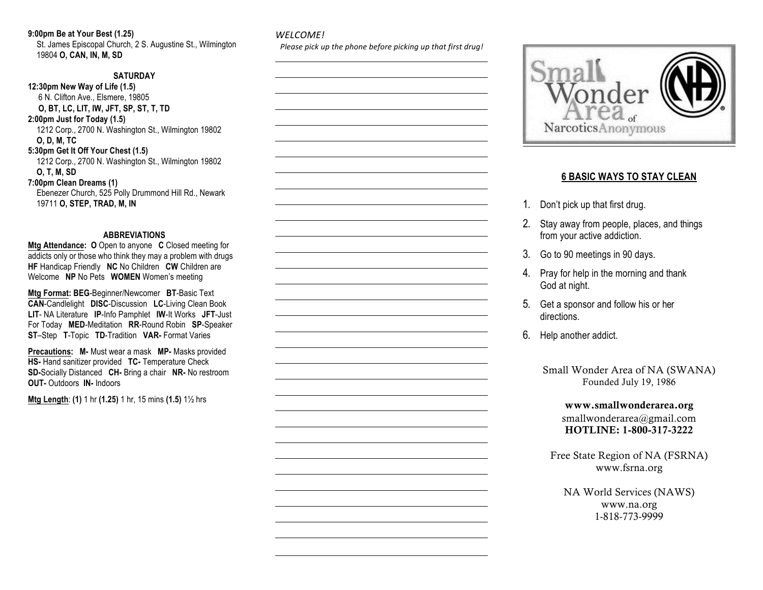**9:00pm Be at Your Best (1.25)**
St. James Episcopal Church, 2 S. Augustine St., Wilmington 19804 **O, CAN, IN, M, SD**

**SATURDAY**

**12:30pm New Way of Life (1.5)**
6 N. Clifton Ave., Elsmere, 19805
**O, BT, LC, LIT, IW, JFT, SP, ST, T, TD**

**2:00pm Just for Today (1.5)**
1212 Corp., 2700 N. Washington St., Wilmington 19802
**O, D, M, TC**

**5:30pm Get It Off Your Chest (1.5)**
1212 Corp., 2700 N. Washington St., Wilmington 19802
**O, T, M, SD**

**7:00pm Clean Dreams (1)**
Ebenezer Church, 525 Polly Drummond Hill Rd., Newark 19711 **O, STEP, TRAD, M, IN**

**ABBREVIATIONS**

**Mtg Attendance: O** Open to anyone **C** Closed meeting for addicts only or those who think they may a problem with drugs **HF** Handicap Friendly **NC** No Children **CW** Children are Welcome **NP** No Pets **WOMEN** Women's meeting

**Mtg Format: BEG**-Beginner/Newcomer **BT**-Basic Text **CAN**-Candlelight **DISC**-Discussion **LC**-Living Clean Book **LIT**- NA Literature **IP**-Info Pamphlet **IW**-It Works **JFT**-Just For Today **MED**-Meditation **RR**-Round Robin **SP**-Speaker **ST**–Step **T**-Topic **TD**-Tradition **VAR-** Format Varies

**Precautions: M-** Must wear a mask **MP-** Masks provided **HS-** Hand sanitizer provided **TC-** Temperature Check **SD-**Socially Distanced **CH-** Bring a chair **NR-** No restroom **OUT-** Outdoors **IN-** Indoors

**Mtg Length**: **(1)** 1 hr **(1.25)** 1 hr, 15 mins **(1.5)** 1½ hrs

*WELCOME!*

*Please pick up the phone before picking up that first drug!*

Small Wonder Area of Narcotics Anonymous

## 6 BASIC WAYS TO STAY CLEAN

1. Don't pick up that first drug.
2. Stay away from people, places, and things from your active addiction.
3. Go to 90 meetings in 90 days.
4. Pray for help in the morning and thank God at night.
5. Get a sponsor and follow his or her directions.
6. Help another addict.

Small Wonder Area of NA (SWANA)
Founded July 19, 1986

**www.smallwonderarea.org**
smallwonderarea@gmail.com
**HOTLINE: 1-800-317-3222**

Free State Region of NA (FSRNA)
www.fsrna.org

NA World Services (NAWS)
www.na.org
1-818-773-9999